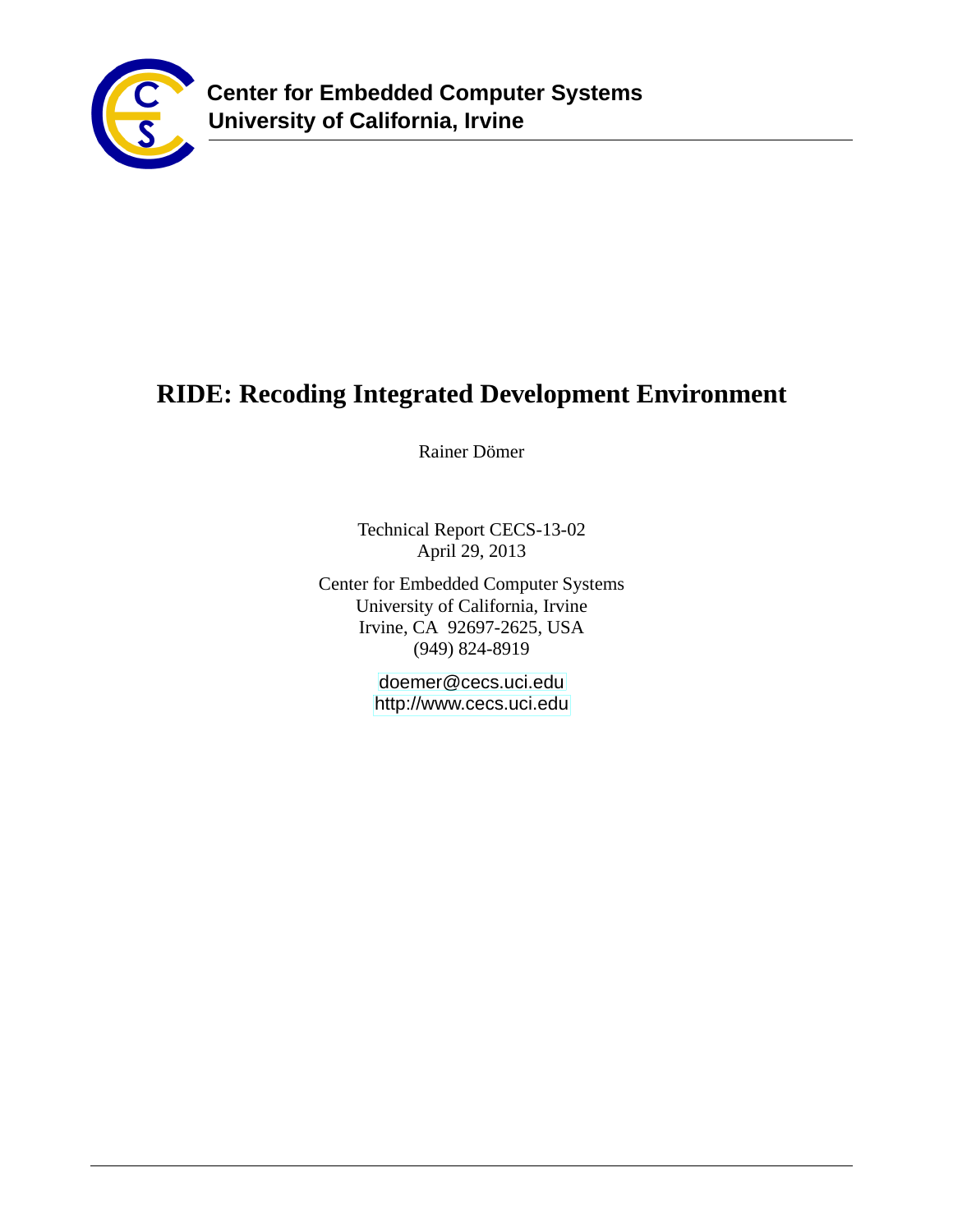**Center for Embedded Computer Systems**
**University of California, Irvine**

# RIDE: Recoding Integrated Development Environment

Rainer Dömer

Technical Report CECS-13-02
April 29, 2013

Center for Embedded Computer Systems
University of California, Irvine
Irvine, CA 92697-2625, USA
(949) 824-8919

doemer@cecs.uci.edu
http://www.cecs.uci.edu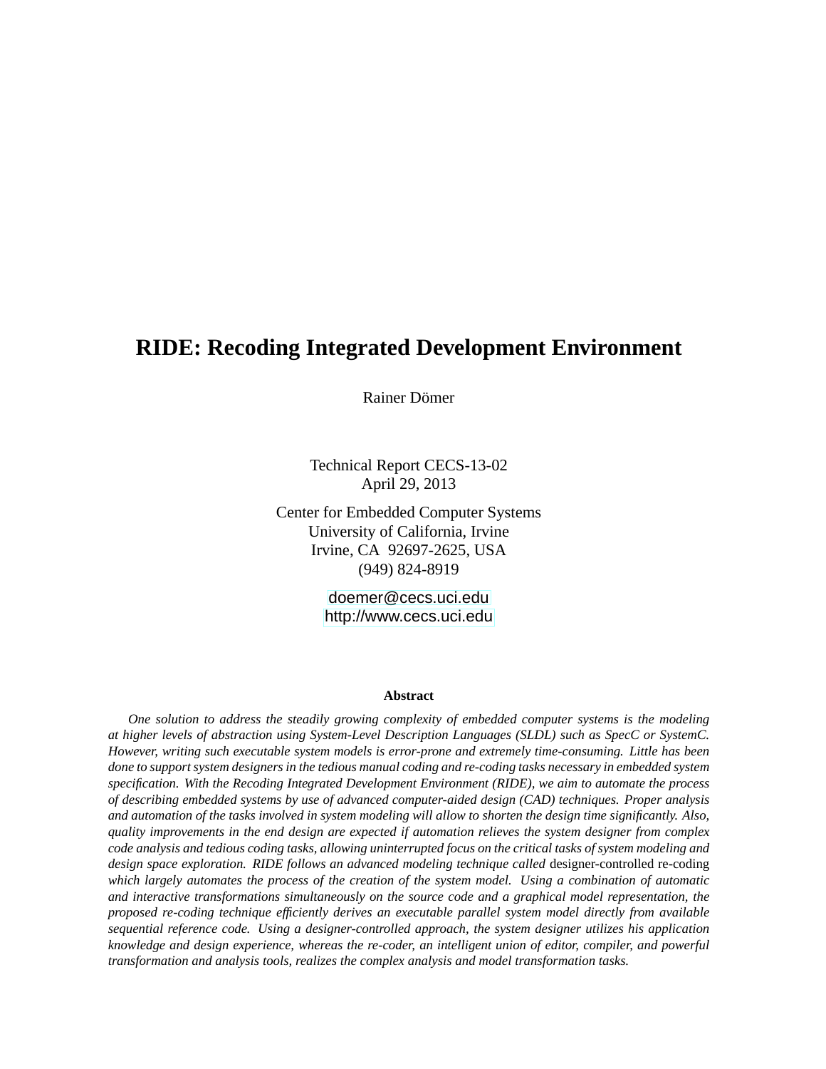# RIDE: Recoding Integrated Development Environment

Rainer Dömer

Technical Report CECS-13-02
April 29, 2013

Center for Embedded Computer Systems
University of California, Irvine
Irvine, CA 92697-2625, USA
(949) 824-8919

doemer@cecs.uci.edu
http://www.cecs.uci.edu

**Abstract**

*One solution to address the steadily growing complexity of embedded computer systems is the modeling at higher levels of abstraction using System-Level Description Languages (SLDL) such as SpecC or SystemC. However, writing such executable system models is error-prone and extremely time-consuming. Little has been done to support system designers in the tedious manual coding and re-coding tasks necessary in embedded system specification. With the Recoding Integrated Development Environment (RIDE), we aim to automate the process of describing embedded systems by use of advanced computer-aided design (CAD) techniques. Proper analysis and automation of the tasks involved in system modeling will allow to shorten the design time significantly. Also, quality improvements in the end design are expected if automation relieves the system designer from complex code analysis and tedious coding tasks, allowing uninterrupted focus on the critical tasks of system modeling and design space exploration. RIDE follows an advanced modeling technique called* designer-controlled re-coding *which largely automates the process of the creation of the system model. Using a combination of automatic and interactive transformations simultaneously on the source code and a graphical model representation, the proposed re-coding technique efficiently derives an executable parallel system model directly from available sequential reference code. Using a designer-controlled approach, the system designer utilizes his application knowledge and design experience, whereas the re-coder, an intelligent union of editor, compiler, and powerful transformation and analysis tools, realizes the complex analysis and model transformation tasks.*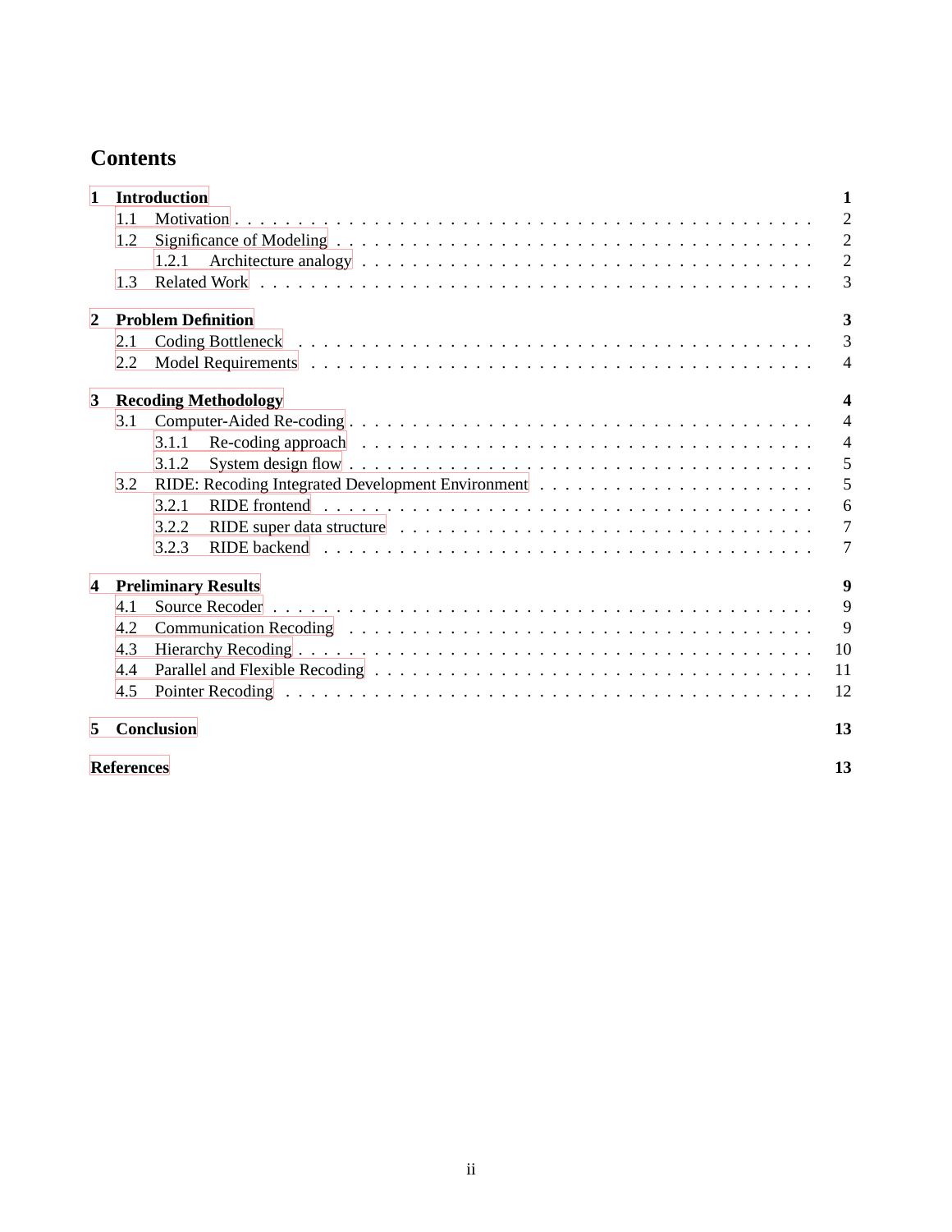# Contents

**1 Introduction** **1**
- 1.1 Motivation . . . 2
- 1.2 Significance of Modeling . . . 2
  - 1.2.1 Architecture analogy . . . 2
- 1.3 Related Work . . . 3

**2 Problem Definition** **3**
- 2.1 Coding Bottleneck . . . 3
- 2.2 Model Requirements . . . 4

**3 Recoding Methodology** **4**
- 3.1 Computer-Aided Re-coding . . . 4
  - 3.1.1 Re-coding approach . . . 4
  - 3.1.2 System design flow . . . 5
- 3.2 RIDE: Recoding Integrated Development Environment . . . 5
  - 3.2.1 RIDE frontend . . . 6
  - 3.2.2 RIDE super data structure . . . 7
  - 3.2.3 RIDE backend . . . 7

**4 Preliminary Results** **9**
- 4.1 Source Recoder . . . 9
- 4.2 Communication Recoding . . . 9
- 4.3 Hierarchy Recoding . . . 10
- 4.4 Parallel and Flexible Recoding . . . 11
- 4.5 Pointer Recoding . . . 12

**5 Conclusion** **13**

**References** **13**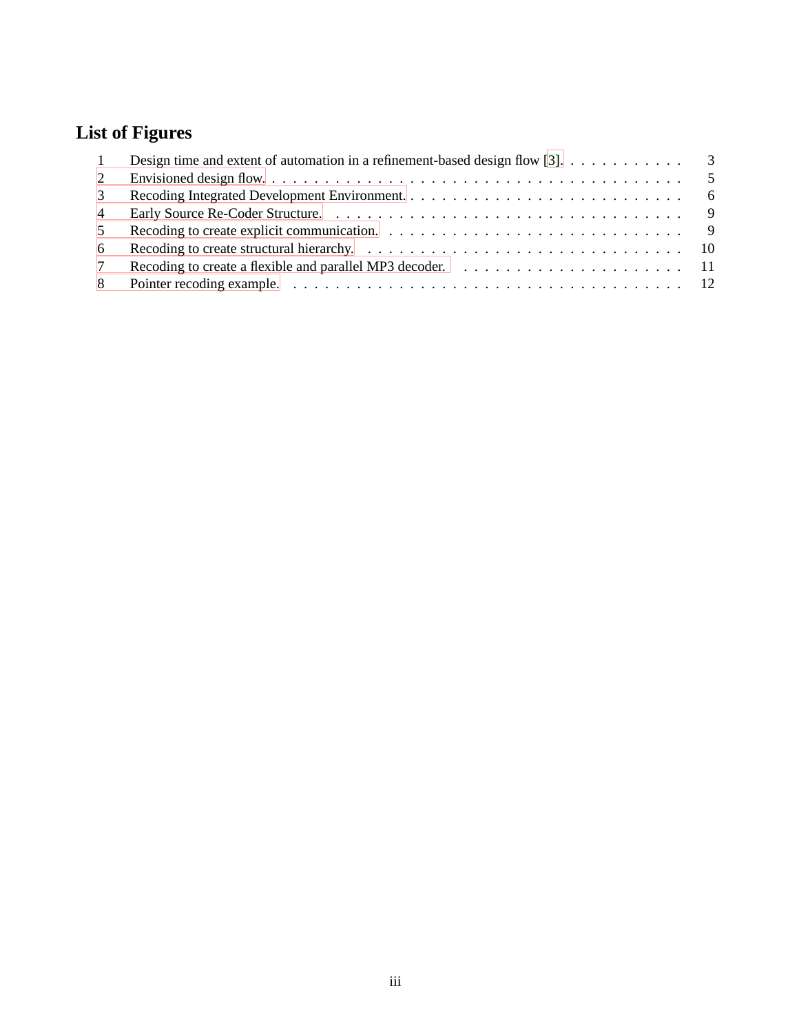## List of Figures

1 Design time and extent of automation in a refinement-based design flow [3]. . . . . . . . . . . . 3
2 Envisioned design flow. . . . . . . . . . . . . . . . . . . . . . . . . . . . . . . . . . . . . . . 5
3 Recoding Integrated Development Environment. . . . . . . . . . . . . . . . . . . . . . . . . . 6
4 Early Source Re-Coder Structure. . . . . . . . . . . . . . . . . . . . . . . . . . . . . . . . . 9
5 Recoding to create explicit communication. . . . . . . . . . . . . . . . . . . . . . . . . . . . 9
6 Recoding to create structural hierarchy. . . . . . . . . . . . . . . . . . . . . . . . . . . . . . 10
7 Recoding to create a flexible and parallel MP3 decoder. . . . . . . . . . . . . . . . . . . . . . 11
8 Pointer recoding example. . . . . . . . . . . . . . . . . . . . . . . . . . . . . . . . . . . . . 12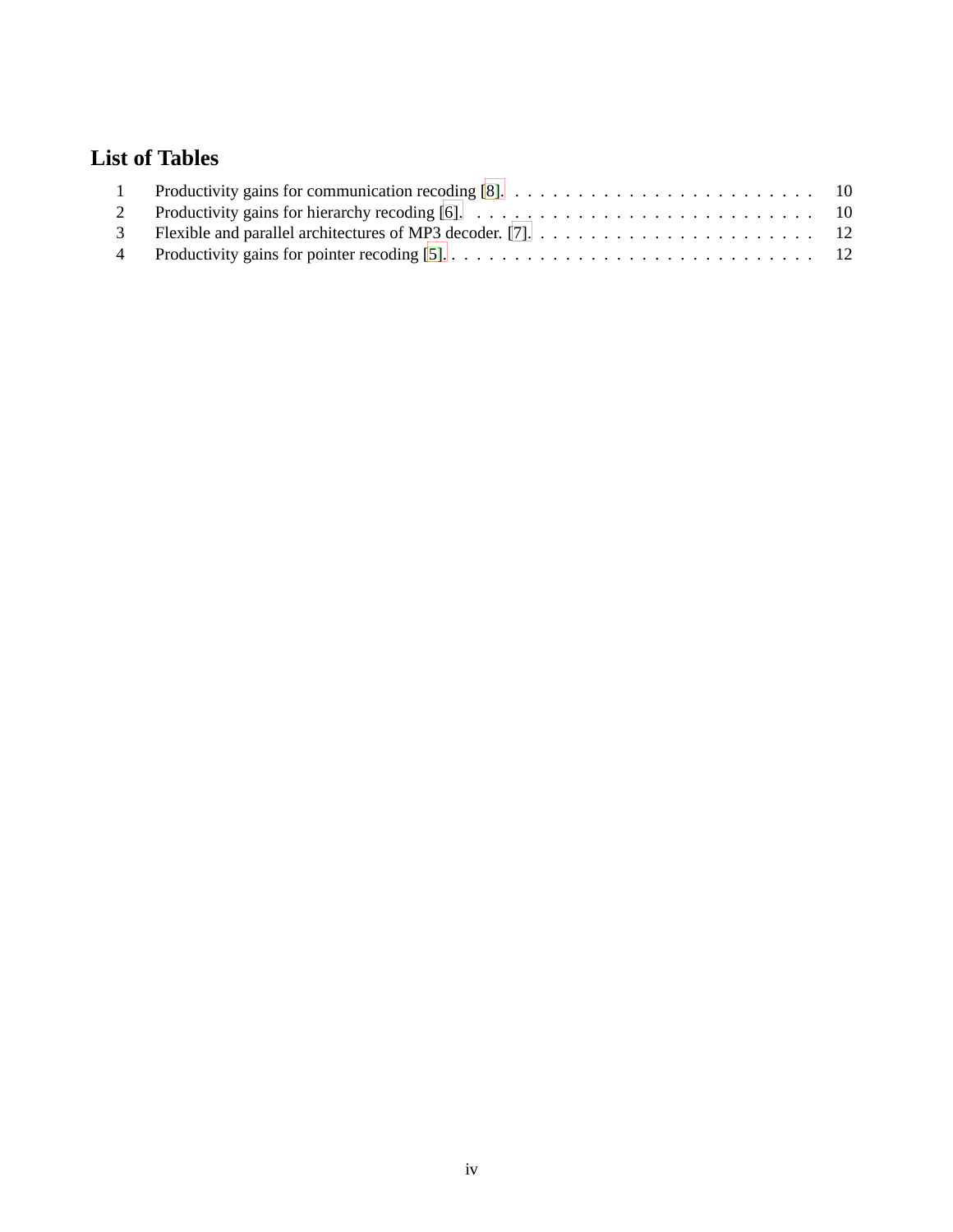# List of Tables

| | | |
|---|---|---|
| 1 | Productivity gains for communication recoding [8]. | 10 |
| 2 | Productivity gains for hierarchy recoding [6]. | 10 |
| 3 | Flexible and parallel architectures of MP3 decoder. [7]. | 12 |
| 4 | Productivity gains for pointer recoding [5]. | 12 |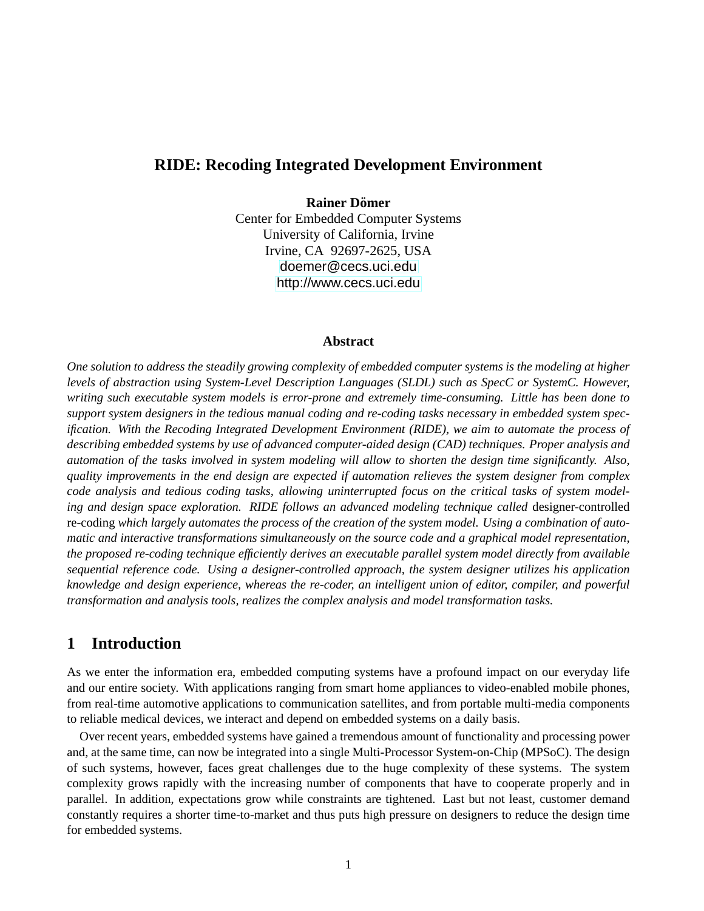# RIDE: Recoding Integrated Development Environment

**Rainer Dömer**

Center for Embedded Computer Systems
University of California, Irvine
Irvine, CA 92697-2625, USA
doemer@cecs.uci.edu
http://www.cecs.uci.edu

## Abstract

*One solution to address the steadily growing complexity of embedded computer systems is the modeling at higher levels of abstraction using System-Level Description Languages (SLDL) such as SpecC or SystemC. However, writing such executable system models is error-prone and extremely time-consuming. Little has been done to support system designers in the tedious manual coding and re-coding tasks necessary in embedded system specification. With the Recoding Integrated Development Environment (RIDE), we aim to automate the process of describing embedded systems by use of advanced computer-aided design (CAD) techniques. Proper analysis and automation of the tasks involved in system modeling will allow to shorten the design time significantly. Also, quality improvements in the end design are expected if automation relieves the system designer from complex code analysis and tedious coding tasks, allowing uninterrupted focus on the critical tasks of system modeling and design space exploration. RIDE follows an advanced modeling technique called* designer-controlled re-coding *which largely automates the process of the creation of the system model. Using a combination of automatic and interactive transformations simultaneously on the source code and a graphical model representation, the proposed re-coding technique efficiently derives an executable parallel system model directly from available sequential reference code. Using a designer-controlled approach, the system designer utilizes his application knowledge and design experience, whereas the re-coder, an intelligent union of editor, compiler, and powerful transformation and analysis tools, realizes the complex analysis and model transformation tasks.*

## 1 Introduction

As we enter the information era, embedded computing systems have a profound impact on our everyday life and our entire society. With applications ranging from smart home appliances to video-enabled mobile phones, from real-time automotive applications to communication satellites, and from portable multi-media components to reliable medical devices, we interact and depend on embedded systems on a daily basis.

Over recent years, embedded systems have gained a tremendous amount of functionality and processing power and, at the same time, can now be integrated into a single Multi-Processor System-on-Chip (MPSoC). The design of such systems, however, faces great challenges due to the huge complexity of these systems. The system complexity grows rapidly with the increasing number of components that have to cooperate properly and in parallel. In addition, expectations grow while constraints are tightened. Last but not least, customer demand constantly requires a shorter time-to-market and thus puts high pressure on designers to reduce the design time for embedded systems.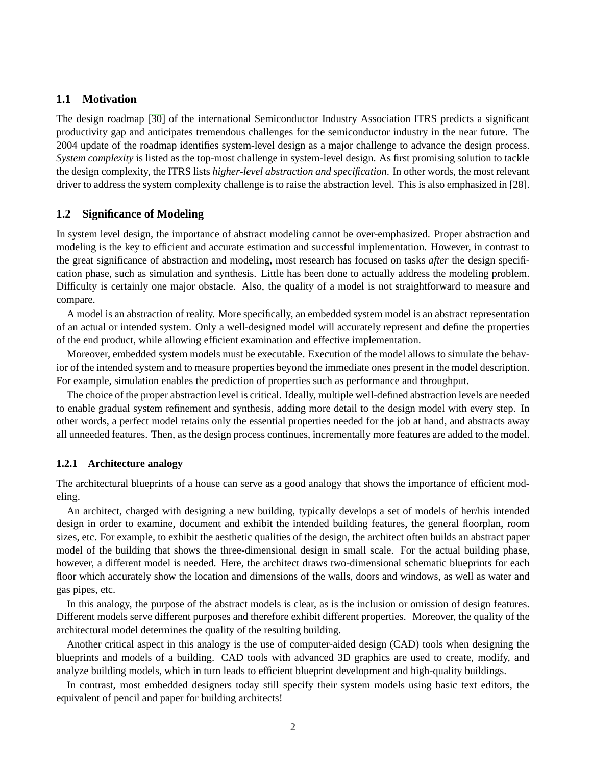## 1.1 Motivation

The design roadmap [30] of the international Semiconductor Industry Association ITRS predicts a significant productivity gap and anticipates tremendous challenges for the semiconductor industry in the near future. The 2004 update of the roadmap identifies system-level design as a major challenge to advance the design process. *System complexity* is listed as the top-most challenge in system-level design. As first promising solution to tackle the design complexity, the ITRS lists *higher-level abstraction and specification*. In other words, the most relevant driver to address the system complexity challenge is to raise the abstraction level. This is also emphasized in [28].

## 1.2 Significance of Modeling

In system level design, the importance of abstract modeling cannot be over-emphasized. Proper abstraction and modeling is the key to efficient and accurate estimation and successful implementation. However, in contrast to the great significance of abstraction and modeling, most research has focused on tasks *after* the design specification phase, such as simulation and synthesis. Little has been done to actually address the modeling problem. Difficulty is certainly one major obstacle. Also, the quality of a model is not straightforward to measure and compare.

A model is an abstraction of reality. More specifically, an embedded system model is an abstract representation of an actual or intended system. Only a well-designed model will accurately represent and define the properties of the end product, while allowing efficient examination and effective implementation.

Moreover, embedded system models must be executable. Execution of the model allows to simulate the behavior of the intended system and to measure properties beyond the immediate ones present in the model description. For example, simulation enables the prediction of properties such as performance and throughput.

The choice of the proper abstraction level is critical. Ideally, multiple well-defined abstraction levels are needed to enable gradual system refinement and synthesis, adding more detail to the design model with every step. In other words, a perfect model retains only the essential properties needed for the job at hand, and abstracts away all unneeded features. Then, as the design process continues, incrementally more features are added to the model.

### 1.2.1 Architecture analogy

The architectural blueprints of a house can serve as a good analogy that shows the importance of efficient modeling.

An architect, charged with designing a new building, typically develops a set of models of her/his intended design in order to examine, document and exhibit the intended building features, the general floorplan, room sizes, etc. For example, to exhibit the aesthetic qualities of the design, the architect often builds an abstract paper model of the building that shows the three-dimensional design in small scale. For the actual building phase, however, a different model is needed. Here, the architect draws two-dimensional schematic blueprints for each floor which accurately show the location and dimensions of the walls, doors and windows, as well as water and gas pipes, etc.

In this analogy, the purpose of the abstract models is clear, as is the inclusion or omission of design features. Different models serve different purposes and therefore exhibit different properties. Moreover, the quality of the architectural model determines the quality of the resulting building.

Another critical aspect in this analogy is the use of computer-aided design (CAD) tools when designing the blueprints and models of a building. CAD tools with advanced 3D graphics are used to create, modify, and analyze building models, which in turn leads to efficient blueprint development and high-quality buildings.

In contrast, most embedded designers today still specify their system models using basic text editors, the equivalent of pencil and paper for building architects!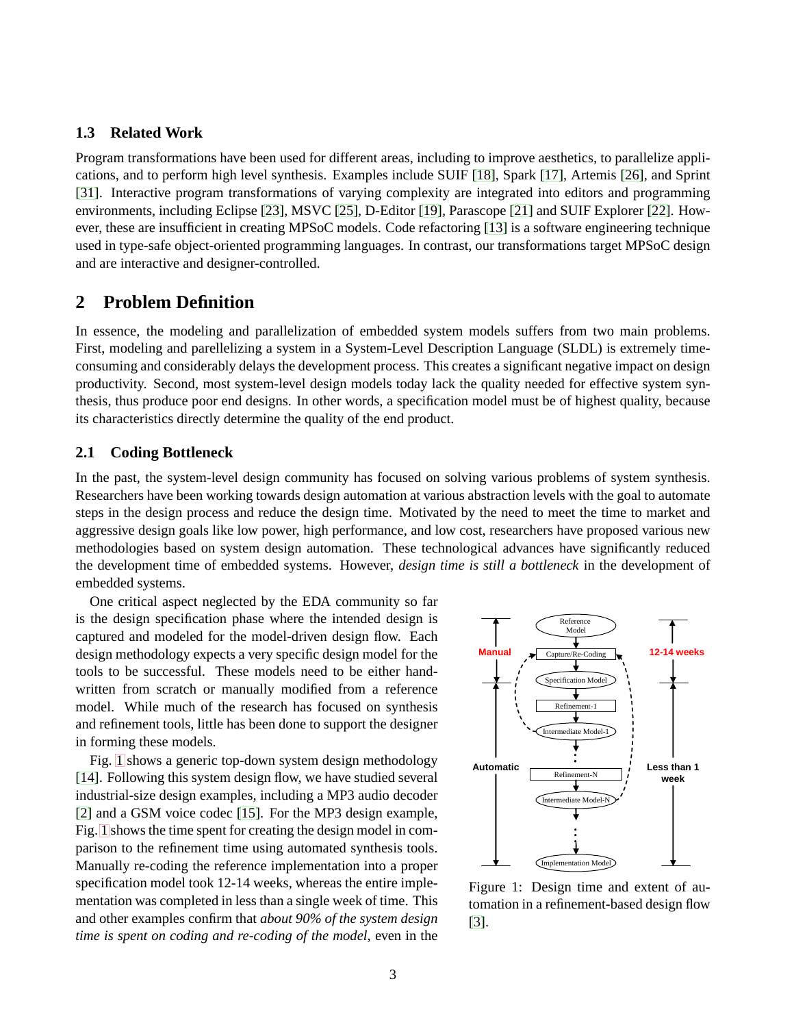### 1.3 Related Work

Program transformations have been used for different areas, including to improve aesthetics, to parallelize applications, and to perform high level synthesis. Examples include SUIF [18], Spark [17], Artemis [26], and Sprint [31]. Interactive program transformations of varying complexity are integrated into editors and programming environments, including Eclipse [23], MSVC [25], D-Editor [19], Parascope [21] and SUIF Explorer [22]. However, these are insufficient in creating MPSoC models. Code refactoring [13] is a software engineering technique used in type-safe object-oriented programming languages. In contrast, our transformations target MPSoC design and are interactive and designer-controlled.

## 2 Problem Definition

In essence, the modeling and parallelization of embedded system models suffers from two main problems. First, modeling and parellelizing a system in a System-Level Description Language (SLDL) is extremely time-consuming and considerably delays the development process. This creates a significant negative impact on design productivity. Second, most system-level design models today lack the quality needed for effective system synthesis, thus produce poor end designs. In other words, a specification model must be of highest quality, because its characteristics directly determine the quality of the end product.

### 2.1 Coding Bottleneck

In the past, the system-level design community has focused on solving various problems of system synthesis. Researchers have been working towards design automation at various abstraction levels with the goal to automate steps in the design process and reduce the design time. Motivated by the need to meet the time to market and aggressive design goals like low power, high performance, and low cost, researchers have proposed various new methodologies based on system design automation. These technological advances have significantly reduced the development time of embedded systems. However, *design time is still a bottleneck* in the development of embedded systems.

One critical aspect neglected by the EDA community so far is the design specification phase where the intended design is captured and modeled for the model-driven design flow. Each design methodology expects a very specific design model for the tools to be successful. These models need to be either hand-written from scratch or manually modified from a reference model. While much of the research has focused on synthesis and refinement tools, little has been done to support the designer in forming these models.

Fig. 1 shows a generic top-down system design methodology [14]. Following this system design flow, we have studied several industrial-size design examples, including a MP3 audio decoder [2] and a GSM voice codec [15]. For the MP3 design example, Fig. 1 shows the time spent for creating the design model in comparison to the refinement time using automated synthesis tools. Manually re-coding the reference implementation into a proper specification model took 12-14 weeks, whereas the entire implementation was completed in less than a single week of time. This and other examples confirm that *about 90% of the system design time is spent on coding and re-coding of the model*, even in the

Figure 1: Design time and extent of automation in a refinement-based design flow [3].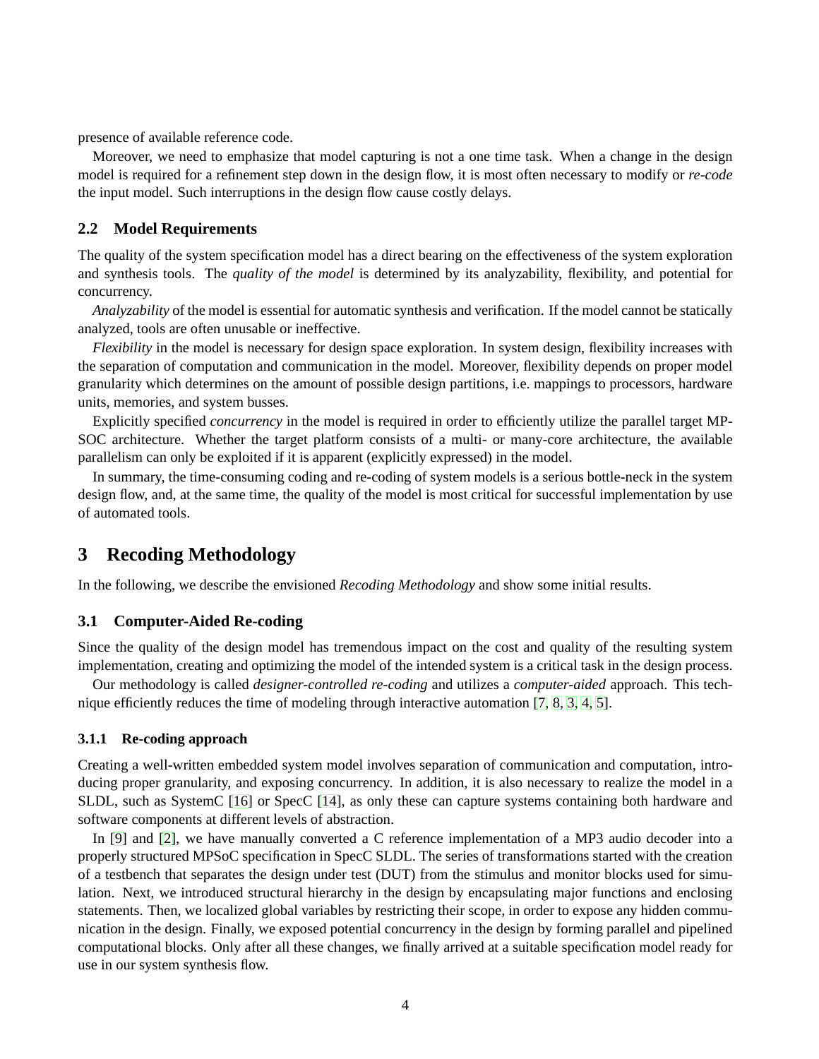presence of available reference code.

Moreover, we need to emphasize that model capturing is not a one time task. When a change in the design model is required for a refinement step down in the design flow, it is most often necessary to modify or *re-code* the input model. Such interruptions in the design flow cause costly delays.

### 2.2 Model Requirements

The quality of the system specification model has a direct bearing on the effectiveness of the system exploration and synthesis tools. The *quality of the model* is determined by its analyzability, flexibility, and potential for concurrency.

*Analyzability* of the model is essential for automatic synthesis and verification. If the model cannot be statically analyzed, tools are often unusable or ineffective.

*Flexibility* in the model is necessary for design space exploration. In system design, flexibility increases with the separation of computation and communication in the model. Moreover, flexibility depends on proper model granularity which determines on the amount of possible design partitions, i.e. mappings to processors, hardware units, memories, and system busses.

Explicitly specified *concurrency* in the model is required in order to efficiently utilize the parallel target MP-SOC architecture. Whether the target platform consists of a multi- or many-core architecture, the available parallelism can only be exploited if it is apparent (explicitly expressed) in the model.

In summary, the time-consuming coding and re-coding of system models is a serious bottle-neck in the system design flow, and, at the same time, the quality of the model is most critical for successful implementation by use of automated tools.

## 3 Recoding Methodology

In the following, we describe the envisioned *Recoding Methodology* and show some initial results.

### 3.1 Computer-Aided Re-coding

Since the quality of the design model has tremendous impact on the cost and quality of the resulting system implementation, creating and optimizing the model of the intended system is a critical task in the design process.

Our methodology is called *designer-controlled re-coding* and utilizes a *computer-aided* approach. This technique efficiently reduces the time of modeling through interactive automation [7, 8, 3, 4, 5].

#### 3.1.1 Re-coding approach

Creating a well-written embedded system model involves separation of communication and computation, introducing proper granularity, and exposing concurrency. In addition, it is also necessary to realize the model in a SLDL, such as SystemC [16] or SpecC [14], as only these can capture systems containing both hardware and software components at different levels of abstraction.

In [9] and [2], we have manually converted a C reference implementation of a MP3 audio decoder into a properly structured MPSoC specification in SpecC SLDL. The series of transformations started with the creation of a testbench that separates the design under test (DUT) from the stimulus and monitor blocks used for simulation. Next, we introduced structural hierarchy in the design by encapsulating major functions and enclosing statements. Then, we localized global variables by restricting their scope, in order to expose any hidden communication in the design. Finally, we exposed potential concurrency in the design by forming parallel and pipelined computational blocks. Only after all these changes, we finally arrived at a suitable specification model ready for use in our system synthesis flow.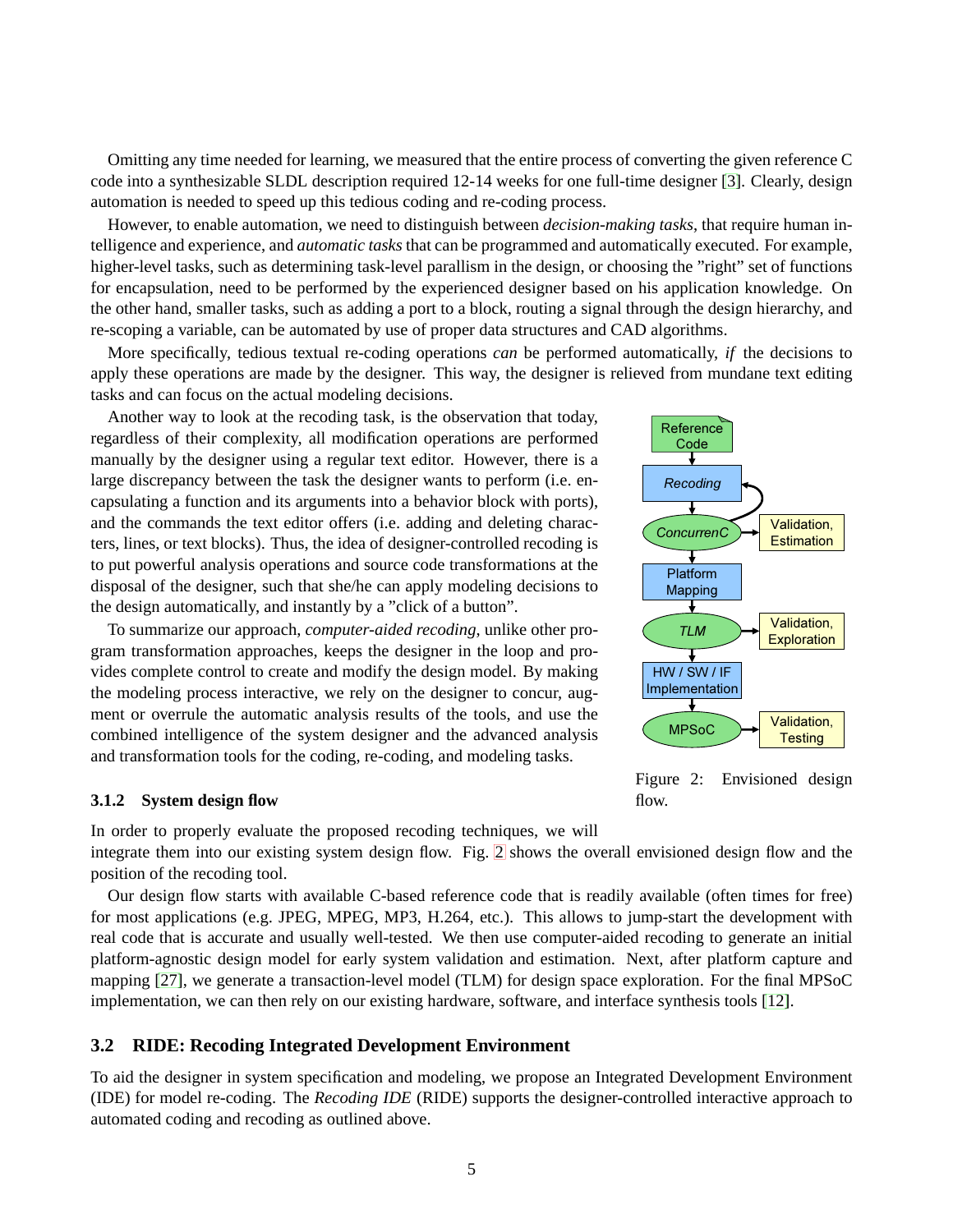Omitting any time needed for learning, we measured that the entire process of converting the given reference C code into a synthesizable SLDL description required 12-14 weeks for one full-time designer [3]. Clearly, design automation is needed to speed up this tedious coding and re-coding process.

However, to enable automation, we need to distinguish between *decision-making tasks*, that require human intelligence and experience, and *automatic tasks* that can be programmed and automatically executed. For example, higher-level tasks, such as determining task-level parallism in the design, or choosing the "right" set of functions for encapsulation, need to be performed by the experienced designer based on his application knowledge. On the other hand, smaller tasks, such as adding a port to a block, routing a signal through the design hierarchy, and re-scoping a variable, can be automated by use of proper data structures and CAD algorithms.

More specifically, tedious textual re-coding operations *can* be performed automatically, *if* the decisions to apply these operations are made by the designer. This way, the designer is relieved from mundane text editing tasks and can focus on the actual modeling decisions.

Another way to look at the recoding task, is the observation that today, regardless of their complexity, all modification operations are performed manually by the designer using a regular text editor. However, there is a large discrepancy between the task the designer wants to perform (i.e. encapsulating a function and its arguments into a behavior block with ports), and the commands the text editor offers (i.e. adding and deleting characters, lines, or text blocks). Thus, the idea of designer-controlled recoding is to put powerful analysis operations and source code transformations at the disposal of the designer, such that she/he can apply modeling decisions to the design automatically, and instantly by a "click of a button".

To summarize our approach, *computer-aided recoding*, unlike other program transformation approaches, keeps the designer in the loop and provides complete control to create and modify the design model. By making the modeling process interactive, we rely on the designer to concur, augment or overrule the automatic analysis results of the tools, and use the combined intelligence of the system designer and the advanced analysis and transformation tools for the coding, re-coding, and modeling tasks.

Reference Code → Recoding → ConcurrenC (Validation, Estimation) → Platform Mapping → TLM (Validation, Exploration) → HW / SW / IF Implementation → MPSoC (Validation, Testing)

Figure 2: Envisioned design flow.

#### 3.1.2 System design flow

In order to properly evaluate the proposed recoding techniques, we will integrate them into our existing system design flow. Fig. 2 shows the overall envisioned design flow and the position of the recoding tool.

Our design flow starts with available C-based reference code that is readily available (often times for free) for most applications (e.g. JPEG, MPEG, MP3, H.264, etc.). This allows to jump-start the development with real code that is accurate and usually well-tested. We then use computer-aided recoding to generate an initial platform-agnostic design model for early system validation and estimation. Next, after platform capture and mapping [27], we generate a transaction-level model (TLM) for design space exploration. For the final MPSoC implementation, we can then rely on our existing hardware, software, and interface synthesis tools [12].

### 3.2 RIDE: Recoding Integrated Development Environment

To aid the designer in system specification and modeling, we propose an Integrated Development Environment (IDE) for model re-coding. The *Recoding IDE* (RIDE) supports the designer-controlled interactive approach to automated coding and recoding as outlined above.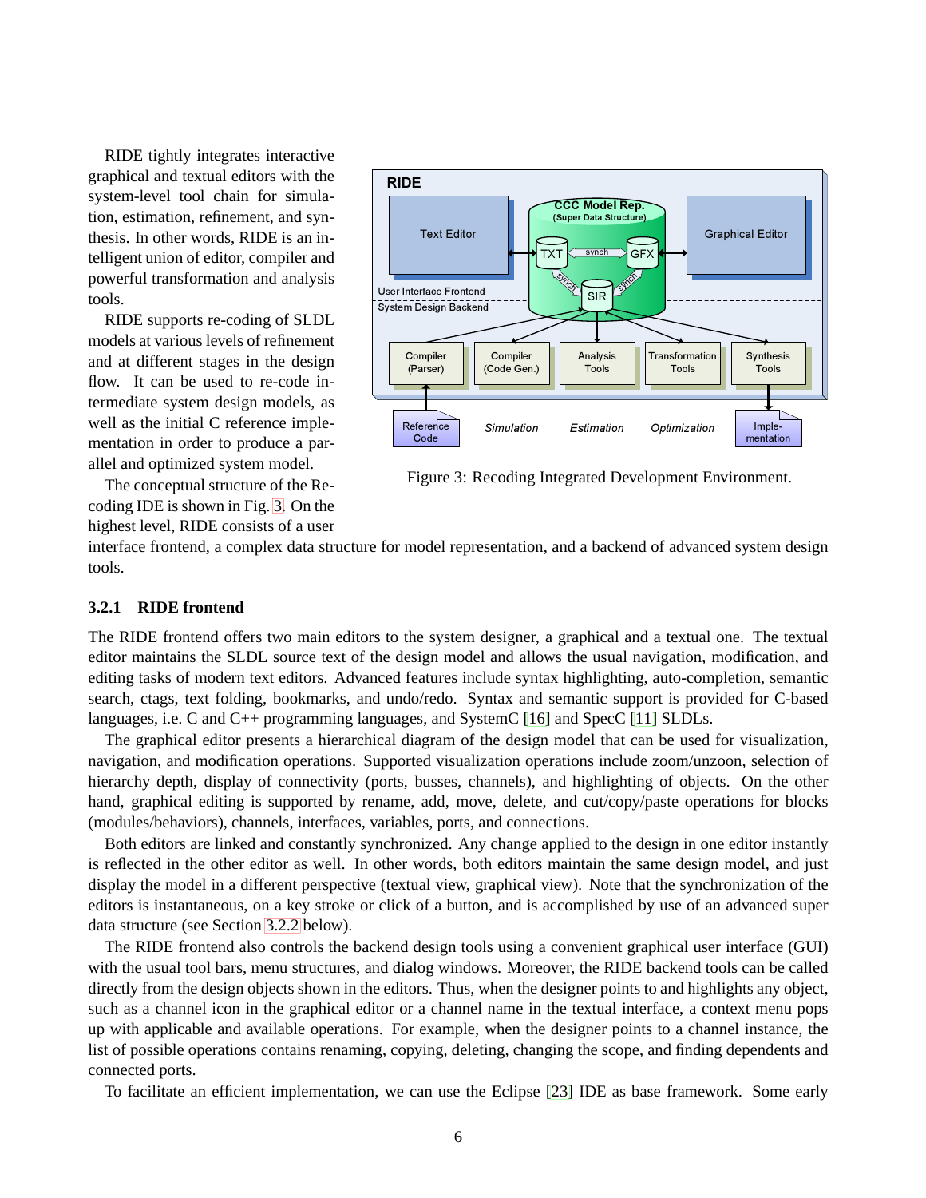RIDE tightly integrates interactive graphical and textual editors with the system-level tool chain for simulation, estimation, refinement, and synthesis. In other words, RIDE is an intelligent union of editor, compiler and powerful transformation and analysis tools.

RIDE supports re-coding of SLDL models at various levels of refinement and at different stages in the design flow. It can be used to re-code intermediate system design models, as well as the initial C reference implementation in order to produce a parallel and optimized system model.

Figure 3: Recoding Integrated Development Environment.

The conceptual structure of the Recoding IDE is shown in Fig. 3. On the highest level, RIDE consists of a user interface frontend, a complex data structure for model representation, and a backend of advanced system design tools.

### 3.2.1 RIDE frontend

The RIDE frontend offers two main editors to the system designer, a graphical and a textual one. The textual editor maintains the SLDL source text of the design model and allows the usual navigation, modification, and editing tasks of modern text editors. Advanced features include syntax highlighting, auto-completion, semantic search, ctags, text folding, bookmarks, and undo/redo. Syntax and semantic support is provided for C-based languages, i.e. C and C++ programming languages, and SystemC [16] and SpecC [11] SLDLs.

The graphical editor presents a hierarchical diagram of the design model that can be used for visualization, navigation, and modification operations. Supported visualization operations include zoom/unzoon, selection of hierarchy depth, display of connectivity (ports, busses, channels), and highlighting of objects. On the other hand, graphical editing is supported by rename, add, move, delete, and cut/copy/paste operations for blocks (modules/behaviors), channels, interfaces, variables, ports, and connections.

Both editors are linked and constantly synchronized. Any change applied to the design in one editor instantly is reflected in the other editor as well. In other words, both editors maintain the same design model, and just display the model in a different perspective (textual view, graphical view). Note that the synchronization of the editors is instantaneous, on a key stroke or click of a button, and is accomplished by use of an advanced super data structure (see Section 3.2.2 below).

The RIDE frontend also controls the backend design tools using a convenient graphical user interface (GUI) with the usual tool bars, menu structures, and dialog windows. Moreover, the RIDE backend tools can be called directly from the design objects shown in the editors. Thus, when the designer points to and highlights any object, such as a channel icon in the graphical editor or a channel name in the textual interface, a context menu pops up with applicable and available operations. For example, when the designer points to a channel instance, the list of possible operations contains renaming, copying, deleting, changing the scope, and finding dependents and connected ports.

To facilitate an efficient implementation, we can use the Eclipse [23] IDE as base framework. Some early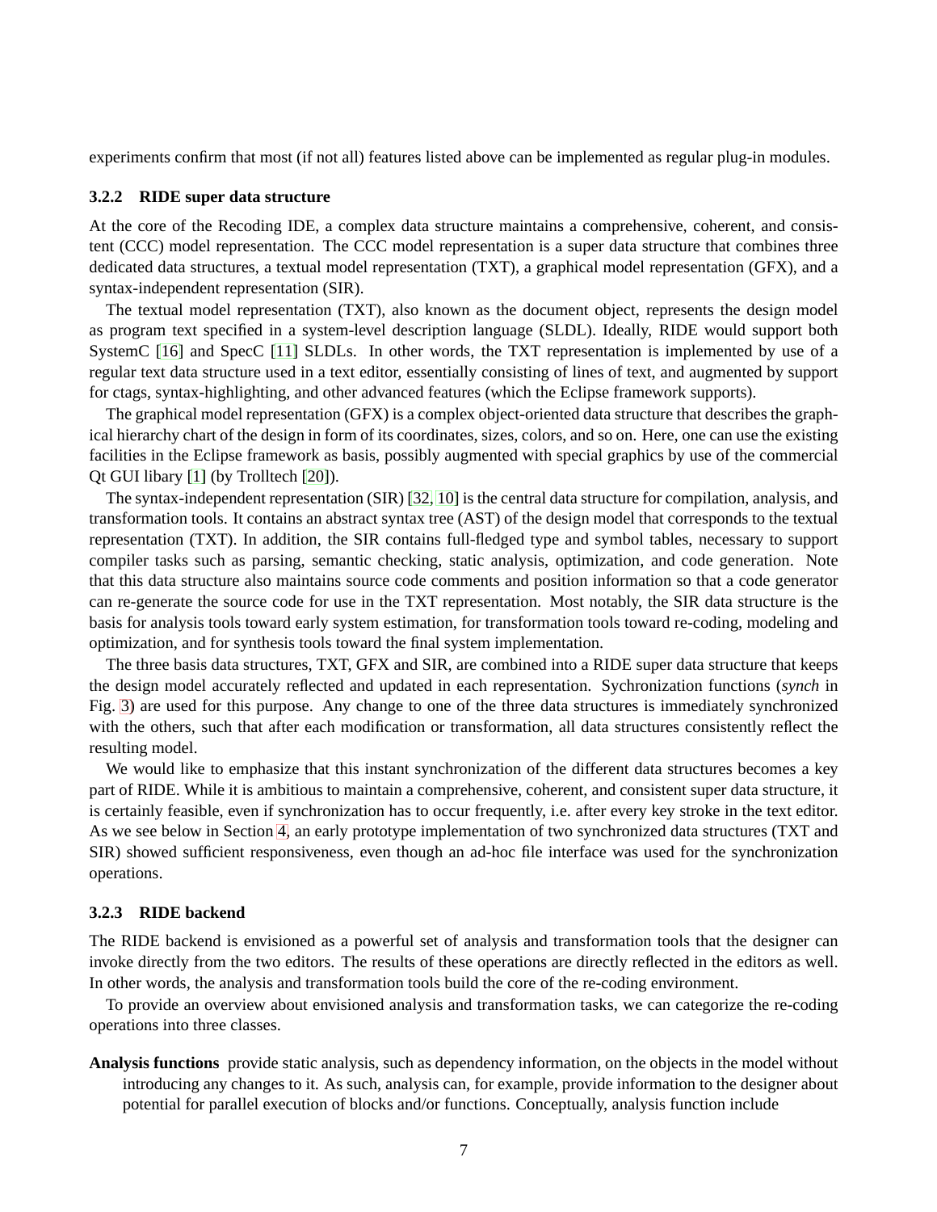experiments confirm that most (if not all) features listed above can be implemented as regular plug-in modules.

### 3.2.2 RIDE super data structure

At the core of the Recoding IDE, a complex data structure maintains a comprehensive, coherent, and consistent (CCC) model representation. The CCC model representation is a super data structure that combines three dedicated data structures, a textual model representation (TXT), a graphical model representation (GFX), and a syntax-independent representation (SIR).

The textual model representation (TXT), also known as the document object, represents the design model as program text specified in a system-level description language (SLDL). Ideally, RIDE would support both SystemC [16] and SpecC [11] SLDLs. In other words, the TXT representation is implemented by use of a regular text data structure used in a text editor, essentially consisting of lines of text, and augmented by support for ctags, syntax-highlighting, and other advanced features (which the Eclipse framework supports).

The graphical model representation (GFX) is a complex object-oriented data structure that describes the graphical hierarchy chart of the design in form of its coordinates, sizes, colors, and so on. Here, one can use the existing facilities in the Eclipse framework as basis, possibly augmented with special graphics by use of the commercial Qt GUI libary [1] (by Trolltech [20]).

The syntax-independent representation (SIR) [32, 10] is the central data structure for compilation, analysis, and transformation tools. It contains an abstract syntax tree (AST) of the design model that corresponds to the textual representation (TXT). In addition, the SIR contains full-fledged type and symbol tables, necessary to support compiler tasks such as parsing, semantic checking, static analysis, optimization, and code generation. Note that this data structure also maintains source code comments and position information so that a code generator can re-generate the source code for use in the TXT representation. Most notably, the SIR data structure is the basis for analysis tools toward early system estimation, for transformation tools toward re-coding, modeling and optimization, and for synthesis tools toward the final system implementation.

The three basis data structures, TXT, GFX and SIR, are combined into a RIDE super data structure that keeps the design model accurately reflected and updated in each representation. Sychronization functions (*synch* in Fig. 3) are used for this purpose. Any change to one of the three data structures is immediately synchronized with the others, such that after each modification or transformation, all data structures consistently reflect the resulting model.

We would like to emphasize that this instant synchronization of the different data structures becomes a key part of RIDE. While it is ambitious to maintain a comprehensive, coherent, and consistent super data structure, it is certainly feasible, even if synchronization has to occur frequently, i.e. after every key stroke in the text editor. As we see below in Section 4, an early prototype implementation of two synchronized data structures (TXT and SIR) showed sufficient responsiveness, even though an ad-hoc file interface was used for the synchronization operations.

### 3.2.3 RIDE backend

The RIDE backend is envisioned as a powerful set of analysis and transformation tools that the designer can invoke directly from the two editors. The results of these operations are directly reflected in the editors as well. In other words, the analysis and transformation tools build the core of the re-coding environment.

To provide an overview about envisioned analysis and transformation tasks, we can categorize the re-coding operations into three classes.

**Analysis functions** provide static analysis, such as dependency information, on the objects in the model without introducing any changes to it. As such, analysis can, for example, provide information to the designer about potential for parallel execution of blocks and/or functions. Conceptually, analysis function include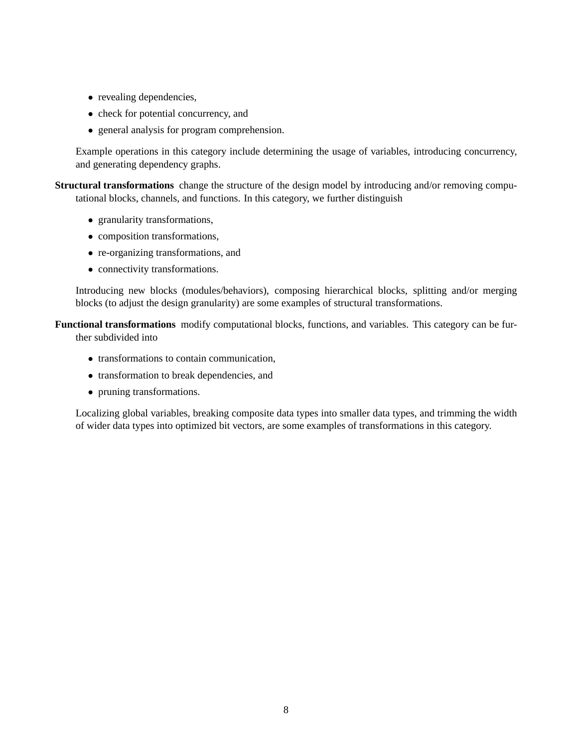- revealing dependencies,
- check for potential concurrency, and
- general analysis for program comprehension.

Example operations in this category include determining the usage of variables, introducing concurrency, and generating dependency graphs.

**Structural transformations** change the structure of the design model by introducing and/or removing computational blocks, channels, and functions. In this category, we further distinguish

- granularity transformations,
- composition transformations,
- re-organizing transformations, and
- connectivity transformations.

Introducing new blocks (modules/behaviors), composing hierarchical blocks, splitting and/or merging blocks (to adjust the design granularity) are some examples of structural transformations.

**Functional transformations** modify computational blocks, functions, and variables. This category can be further subdivided into

- transformations to contain communication,
- transformation to break dependencies, and
- pruning transformations.

Localizing global variables, breaking composite data types into smaller data types, and trimming the width of wider data types into optimized bit vectors, are some examples of transformations in this category.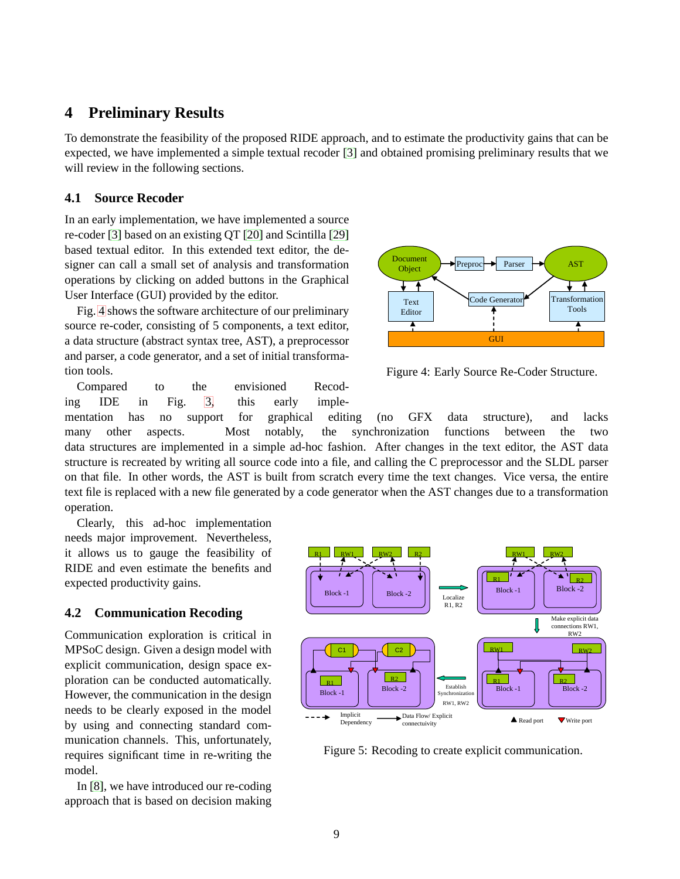# 4 Preliminary Results

To demonstrate the feasibility of the proposed RIDE approach, and to estimate the productivity gains that can be expected, we have implemented a simple textual recoder [3] and obtained promising preliminary results that we will review in the following sections.

## 4.1 Source Recoder

In an early implementation, we have implemented a source re-coder [3] based on an existing QT [20] and Scintilla [29] based textual editor. In this extended text editor, the designer can call a small set of analysis and transformation operations by clicking on added buttons in the Graphical User Interface (GUI) provided by the editor.

Fig. 4 shows the software architecture of our preliminary source re-coder, consisting of 5 components, a text editor, a data structure (abstract syntax tree, AST), a preprocessor and parser, a code generator, and a set of initial transformation tools.

Figure 4: Early Source Re-Coder Structure.

Compared to the envisioned Recoding IDE in Fig. 3, this early implementation has no support for graphical editing (no GFX data structure), and lacks many other aspects. Most notably, the synchronization functions between the two data structures are implemented in a simple ad-hoc fashion. After changes in the text editor, the AST data structure is recreated by writing all source code into a file, and calling the C preprocessor and the SLDL parser on that file. In other words, the AST is built from scratch every time the text changes. Vice versa, the entire text file is replaced with a new file generated by a code generator when the AST changes due to a transformation operation.

Clearly, this ad-hoc implementation needs major improvement. Nevertheless, it allows us to gauge the feasibility of RIDE and even estimate the benefits and expected productivity gains.

## 4.2 Communication Recoding

Communication exploration is critical in MPSoC design. Given a design model with explicit communication, design space exploration can be conducted automatically. However, the communication in the design needs to be clearly exposed in the model by using and connecting standard communication channels. This, unfortunately, requires significant time in re-writing the model.

Figure 5: Recoding to create explicit communication.

In [8], we have introduced our re-coding approach that is based on decision making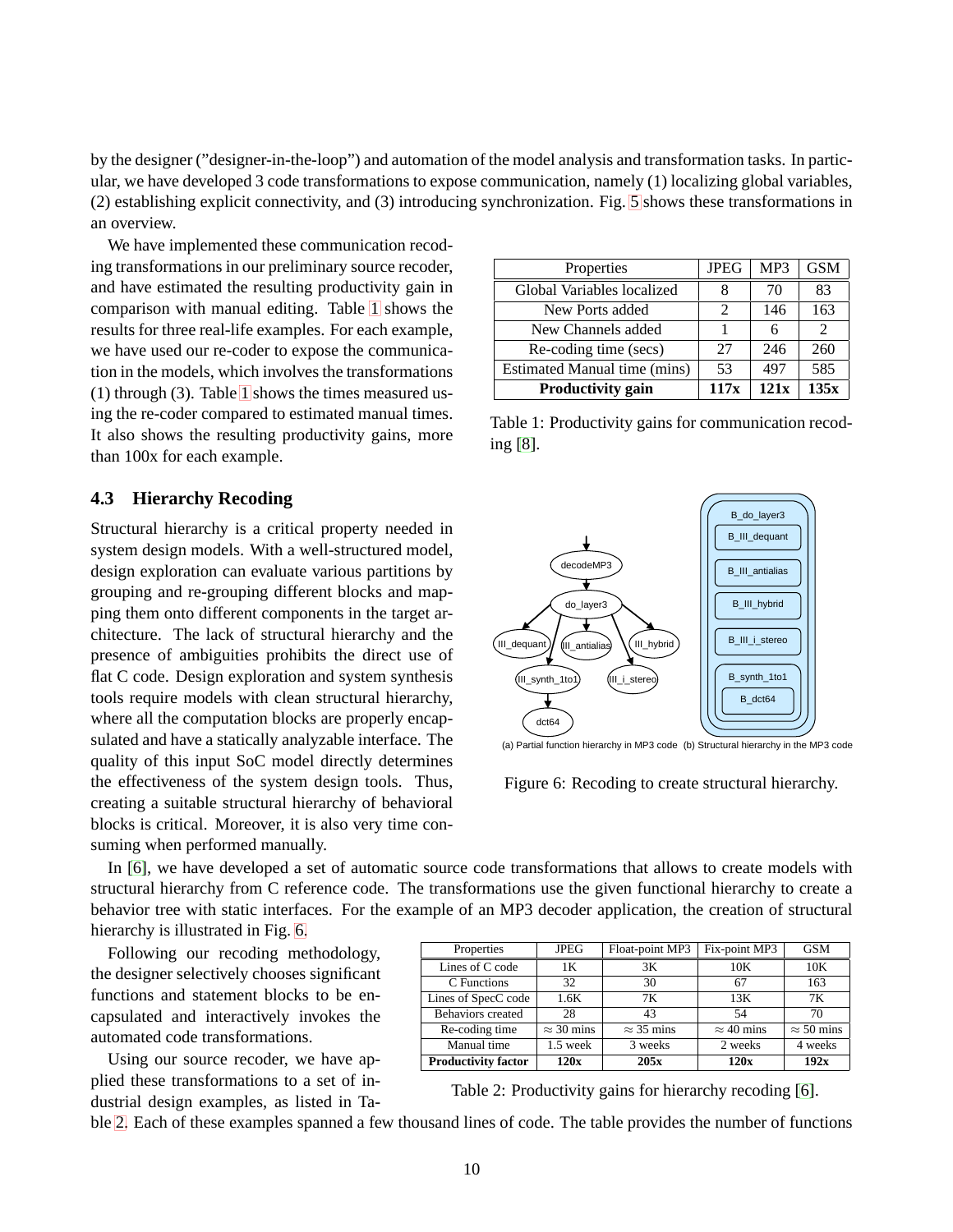by the designer ("designer-in-the-loop") and automation of the model analysis and transformation tasks. In particular, we have developed 3 code transformations to expose communication, namely (1) localizing global variables, (2) establishing explicit connectivity, and (3) introducing synchronization. Fig. 5 shows these transformations in an overview.

We have implemented these communication recoding transformations in our preliminary source recoder, and have estimated the resulting productivity gain in comparison with manual editing. Table 1 shows the results for three real-life examples. For each example, we have used our re-coder to expose the communication in the models, which involves the transformations (1) through (3). Table 1 shows the times measured using the re-coder compared to estimated manual times. It also shows the resulting productivity gains, more than 100x for each example.

| Properties | JPEG | MP3 | GSM |
|---|---|---|---|
| Global Variables localized | 8 | 70 | 83 |
| New Ports added | 2 | 146 | 163 |
| New Channels added | 1 | 6 | 2 |
| Re-coding time (secs) | 27 | 246 | 260 |
| Estimated Manual time (mins) | 53 | 497 | 585 |
| **Productivity gain** | **117x** | **121x** | **135x** |

Table 1: Productivity gains for communication recoding [8].

### 4.3 Hierarchy Recoding

Structural hierarchy is a critical property needed in system design models. With a well-structured model, design exploration can evaluate various partitions by grouping and re-grouping different blocks and mapping them onto different components in the target architecture. The lack of structural hierarchy and the presence of ambiguities prohibits the direct use of flat C code. Design exploration and system synthesis tools require models with clean structural hierarchy, where all the computation blocks are properly encapsulated and have a statically analyzable interface. The quality of this input SoC model directly determines the effectiveness of the system design tools. Thus, creating a suitable structural hierarchy of behavioral blocks is critical. Moreover, it is also very time consuming when performed manually.

(a) Partial function hierarchy in MP3 code (b) Structural hierarchy in the MP3 code

Figure 6: Recoding to create structural hierarchy.

In [6], we have developed a set of automatic source code transformations that allows to create models with structural hierarchy from C reference code. The transformations use the given functional hierarchy to create a behavior tree with static interfaces. For the example of an MP3 decoder application, the creation of structural hierarchy is illustrated in Fig. 6.

Following our recoding methodology, the designer selectively chooses significant functions and statement blocks to be encapsulated and interactively invokes the automated code transformations.

Using our source recoder, we have applied these transformations to a set of industrial design examples, as listed in Table 2. Each of these examples spanned a few thousand lines of code. The table provides the number of functions

| Properties | JPEG | Float-point MP3 | Fix-point MP3 | GSM |
|---|---|---|---|---|
| Lines of C code | 1K | 3K | 10K | 10K |
| C Functions | 32 | 30 | 67 | 163 |
| Lines of SpecC code | 1.6K | 7K | 13K | 7K |
| Behaviors created | 28 | 43 | 54 | 70 |
| Re-coding time | $\approx$ 30 mins | $\approx$ 35 mins | $\approx$ 40 mins | $\approx$ 50 mins |
| Manual time | 1.5 week | 3 weeks | 2 weeks | 4 weeks |
| **Productivity factor** | **120x** | **205x** | **120x** | **192x** |

Table 2: Productivity gains for hierarchy recoding [6].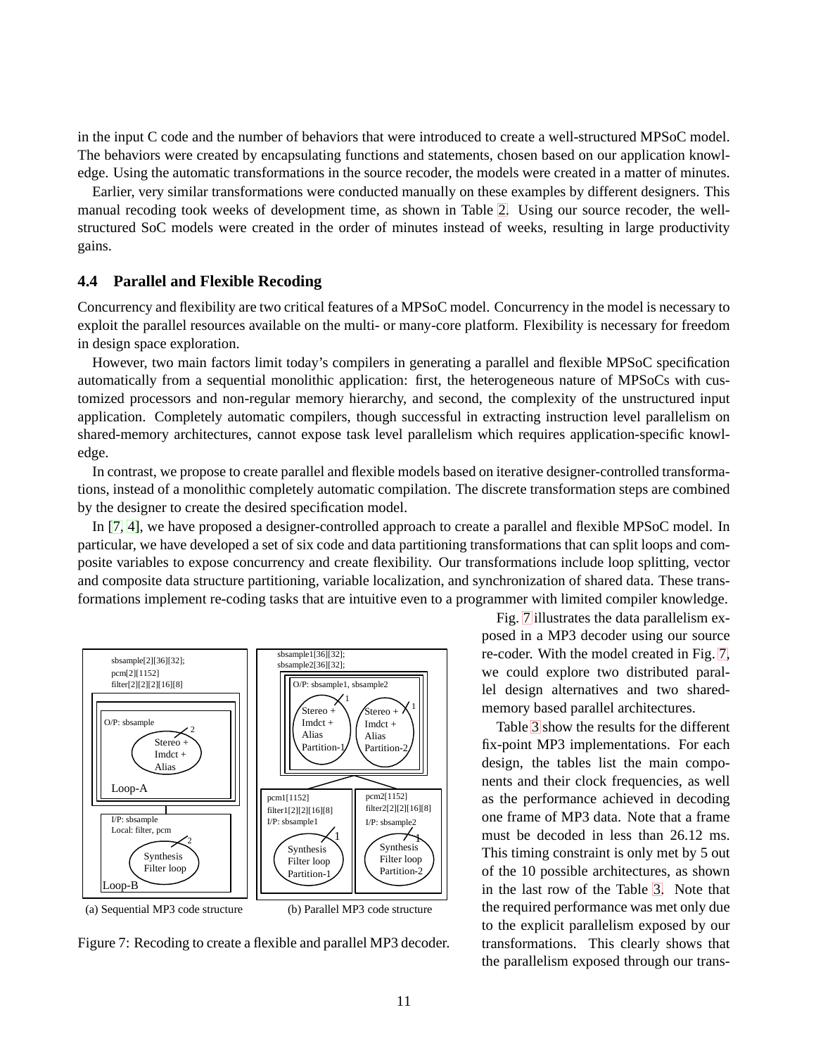in the input C code and the number of behaviors that were introduced to create a well-structured MPSoC model. The behaviors were created by encapsulating functions and statements, chosen based on our application knowledge. Using the automatic transformations in the source recoder, the models were created in a matter of minutes.

Earlier, very similar transformations were conducted manually on these examples by different designers. This manual recoding took weeks of development time, as shown in Table 2. Using our source recoder, the well-structured SoC models were created in the order of minutes instead of weeks, resulting in large productivity gains.

### 4.4 Parallel and Flexible Recoding

Concurrency and flexibility are two critical features of a MPSoC model. Concurrency in the model is necessary to exploit the parallel resources available on the multi- or many-core platform. Flexibility is necessary for freedom in design space exploration.

However, two main factors limit today's compilers in generating a parallel and flexible MPSoC specification automatically from a sequential monolithic application: first, the heterogeneous nature of MPSoCs with customized processors and non-regular memory hierarchy, and second, the complexity of the unstructured input application. Completely automatic compilers, though successful in extracting instruction level parallelism on shared-memory architectures, cannot expose task level parallelism which requires application-specific knowledge.

In contrast, we propose to create parallel and flexible models based on iterative designer-controlled transformations, instead of a monolithic completely automatic compilation. The discrete transformation steps are combined by the designer to create the desired specification model.

In [7, 4], we have proposed a designer-controlled approach to create a parallel and flexible MPSoC model. In particular, we have developed a set of six code and data partitioning transformations that can split loops and composite variables to expose concurrency and create flexibility. Our transformations include loop splitting, vector and composite data structure partitioning, variable localization, and synchronization of shared data. These transformations implement re-coding tasks that are intuitive even to a programmer with limited compiler knowledge.

(a) Sequential MPP3 code structure (b) Parallel MP3 code structure

Figure 7: Recoding to create a flexible and parallel MP3 decoder.

Fig. 7 illustrates the data parallelism exposed in a MP3 decoder using our source re-coder. With the model created in Fig. 7, we could explore two distributed parallel design alternatives and two shared-memory based parallel architectures.

Table 3 show the results for the different fix-point MP3 implementations. For each design, the tables list the main components and their clock frequencies, as well as the performance achieved in decoding one frame of MP3 data. Note that a frame must be decoded in less than 26.12 ms. This timing constraint is only met by 5 out of the 10 possible architectures, as shown in the last row of the Table 3. Note that the required performance was met only due to the explicit parallelism exposed by our transformations. This clearly shows that the parallelism exposed through our trans-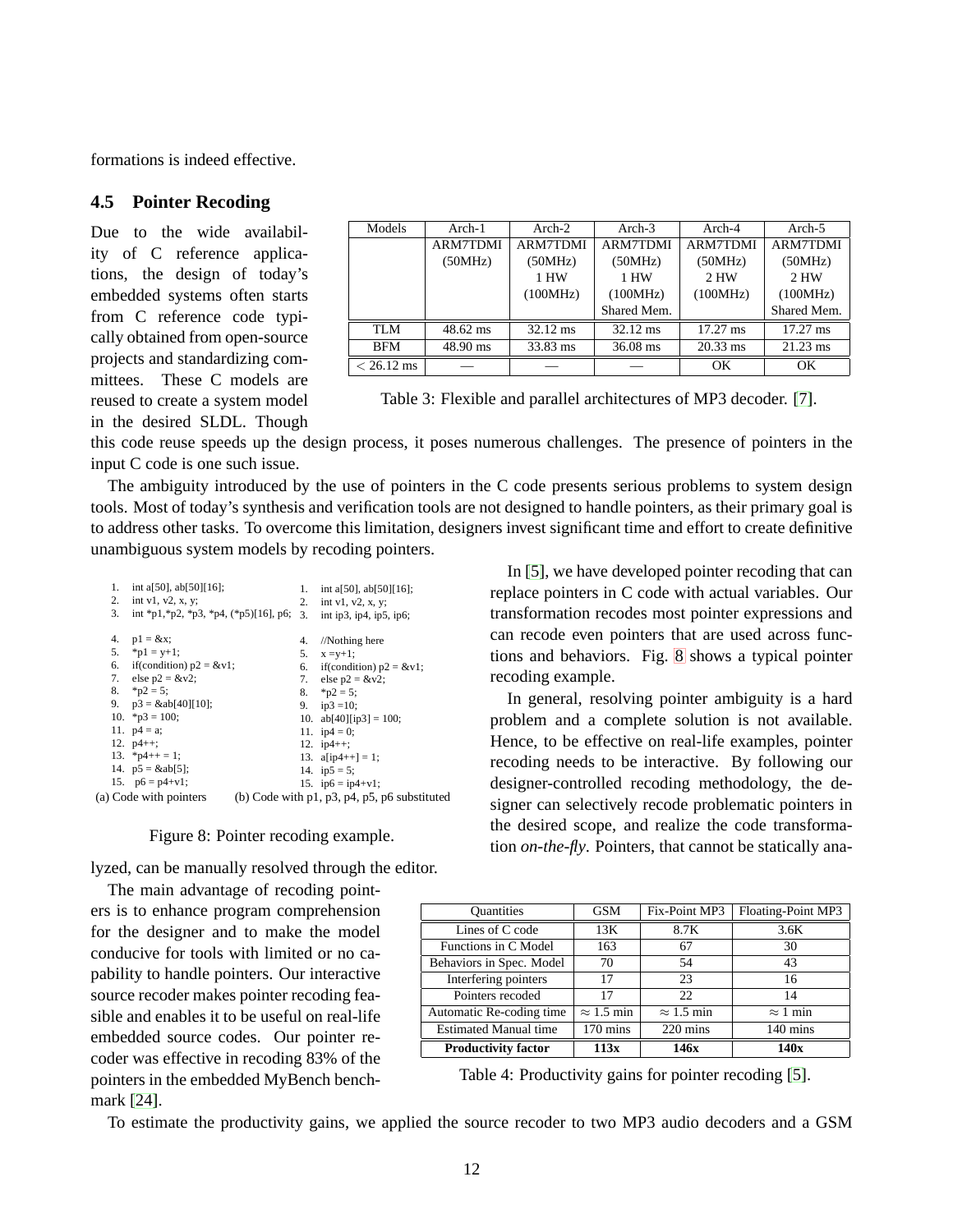formations is indeed effective.

### 4.5 Pointer Recoding

| Models | Arch-1 | Arch-2 | Arch-3 | Arch-4 | Arch-5 |
|---|---|---|---|---|---|
| | ARM7TDMI (50MHz) | ARM7TDMI (50MHz) 1 HW (100MHz) | ARM7TDMI (50MHz) 1 HW (100MHz) Shared Mem. | ARM7TDMI (50MHz) 2 HW (100MHz) | ARM7TDMI (50MHz) 2 HW (100MHz) Shared Mem. |
| TLM | 48.62 ms | 32.12 ms | 32.12 ms | 17.27 ms | 17.27 ms |
| BFM | 48.90 ms | 33.83 ms | 36.08 ms | 20.33 ms | 21.23 ms |
| $< 26.12$ ms | — | — | — | OK | OK |

Table 3: Flexible and parallel architectures of MP3 decoder. [7].

Due to the wide availability of C reference applications, the design of today's embedded systems often starts from C reference code typically obtained from open-source projects and standardizing committees. These C models are reused to create a system model in the desired SLDL. Though this code reuse speeds up the design process, it poses numerous challenges. The presence of pointers in the input C code is one such issue.

The ambiguity introduced by the use of pointers in the C code presents serious problems to system design tools. Most of today's synthesis and verification tools are not designed to handle pointers, as their primary goal is to address other tasks. To overcome this limitation, designers invest significant time and effort to create definitive unambiguous system models by recoding pointers.

```
1.  int a[50], ab[50][16];
2.  int v1, v2, x, y;
3.  int *p1,*p2, *p3, *p4, (*p5)[16], p6;

4.  p1 = &x;
5.  *p1 = y+1;
6.  if(condition) p2 = &v1;
7.  else p2 = &v2;
8.  *p2 = 5;
9.  p3 = &ab[40][10];
10. *p3 = 100;
11. p4 = a;
12. p4++;
13. *p4++ = 1;
14. p5 = &ab[5];
15. p6 = p4+v1;
```
(a) Code with pointers

```
1.  int a[50], ab[50][16];
2.  int v1, v2, x, y;
3.  int ip3, ip4, ip5, ip6;

4.  //Nothing here
5.  x =y+1;
6.  if(condition) p2 = &v1;
7.  else p2 = &v2;
8.  *p2 = 5;
9.  ip3 =10;
10. ab[40][ip3] = 100;
11. ip4 = 0;
12. ip4++;
13. a[ip4++] = 1;
14. ip5 = 5;
15. ip6 = ip4+v1;
```
(b) Code with p1, p3, p4, p5, p6 substituted

Figure 8: Pointer recoding example.

In [5], we have developed pointer recoding that can replace pointers in C code with actual variables. Our transformation recodes most pointer expressions and can recode even pointers that are used across functions and behaviors. Fig. 8 shows a typical pointer recoding example.

In general, resolving pointer ambiguity is a hard problem and a complete solution is not available. Hence, to be effective on real-life examples, pointer recoding needs to be interactive. By following our designer-controlled recoding methodology, the designer can selectively recode problematic pointers in the desired scope, and realize the code transformation *on-the-fly*. Pointers, that cannot be statically analyzed, can be manually resolved through the editor.

The main advantage of recoding pointers is to enhance program comprehension for the designer and to make the model conducive for tools with limited or no capability to handle pointers. Our interactive source recoder makes pointer recoding feasible and enables it to be useful on real-life embedded source codes. Our pointer recoder was effective in recoding 83% of the pointers in the embedded MyBench benchmark [24].

| Quantities | GSM | Fix-Point MP3 | Floating-Point MP3 |
|---|---|---|---|
| Lines of C code | 13K | 8.7K | 3.6K |
| Functions in C Model | 163 | 67 | 30 |
| Behaviors in Spec. Model | 70 | 54 | 43 |
| Interfering pointers | 17 | 23 | 16 |
| Pointers recoded | 17 | 22 | 14 |
| Automatic Re-coding time | $\approx 1.5$ min | $\approx 1.5$ min | $\approx 1$ min |
| Estimated Manual time | 170 mins | 220 mins | 140 mins |
| **Productivity factor** | **113x** | **146x** | **140x** |

Table 4: Productivity gains for pointer recoding [5].

To estimate the productivity gains, we applied the source recoder to two MP3 audio decoders and a GSM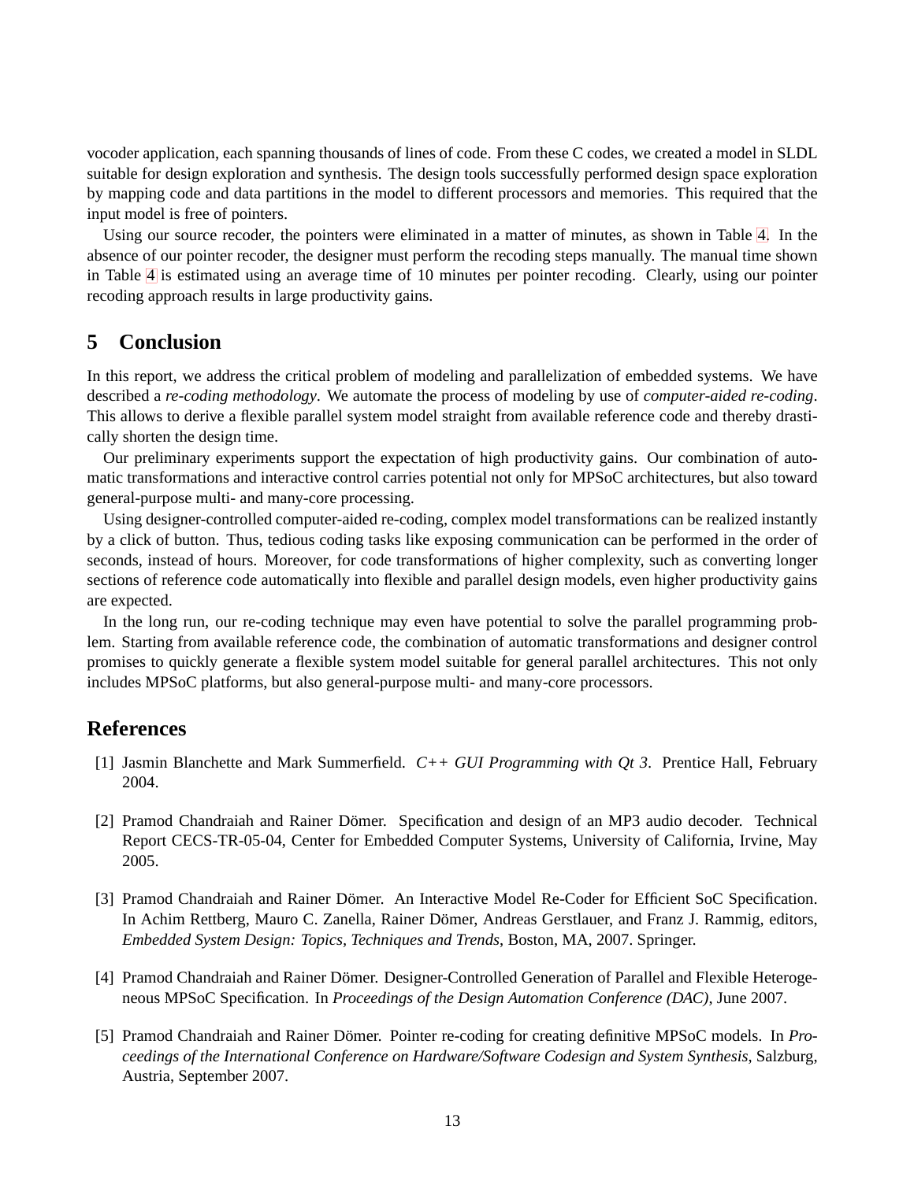vocoder application, each spanning thousands of lines of code. From these C codes, we created a model in SLDL suitable for design exploration and synthesis. The design tools successfully performed design space exploration by mapping code and data partitions in the model to different processors and memories. This required that the input model is free of pointers.

Using our source recoder, the pointers were eliminated in a matter of minutes, as shown in Table 4. In the absence of our pointer recoder, the designer must perform the recoding steps manually. The manual time shown in Table 4 is estimated using an average time of 10 minutes per pointer recoding. Clearly, using our pointer recoding approach results in large productivity gains.

# 5 Conclusion

In this report, we address the critical problem of modeling and parallelization of embedded systems. We have described a *re-coding methodology*. We automate the process of modeling by use of *computer-aided re-coding*. This allows to derive a flexible parallel system model straight from available reference code and thereby drastically shorten the design time.

Our preliminary experiments support the expectation of high productivity gains. Our combination of automatic transformations and interactive control carries potential not only for MPSoC architectures, but also toward general-purpose multi- and many-core processing.

Using designer-controlled computer-aided re-coding, complex model transformations can be realized instantly by a click of button. Thus, tedious coding tasks like exposing communication can be performed in the order of seconds, instead of hours. Moreover, for code transformations of higher complexity, such as converting longer sections of reference code automatically into flexible and parallel design models, even higher productivity gains are expected.

In the long run, our re-coding technique may even have potential to solve the parallel programming problem. Starting from available reference code, the combination of automatic transformations and designer control promises to quickly generate a flexible system model suitable for general parallel architectures. This not only includes MPSoC platforms, but also general-purpose multi- and many-core processors.

# References

[1] Jasmin Blanchette and Mark Summerfield. *C++ GUI Programming with Qt 3*. Prentice Hall, February 2004.

[2] Pramod Chandraiah and Rainer Dömer. Specification and design of an MP3 audio decoder. Technical Report CECS-TR-05-04, Center for Embedded Computer Systems, University of California, Irvine, May 2005.

[3] Pramod Chandraiah and Rainer Dömer. An Interactive Model Re-Coder for Efficient SoC Specification. In Achim Rettberg, Mauro C. Zanella, Rainer Dömer, Andreas Gerstlauer, and Franz J. Rammig, editors, *Embedded System Design: Topics, Techniques and Trends*, Boston, MA, 2007. Springer.

[4] Pramod Chandraiah and Rainer Dömer. Designer-Controlled Generation of Parallel and Flexible Heterogeneous MPSoC Specification. In *Proceedings of the Design Automation Conference (DAC)*, June 2007.

[5] Pramod Chandraiah and Rainer Dömer. Pointer re-coding for creating definitive MPSoC models. In *Proceedings of the International Conference on Hardware/Software Codesign and System Synthesis*, Salzburg, Austria, September 2007.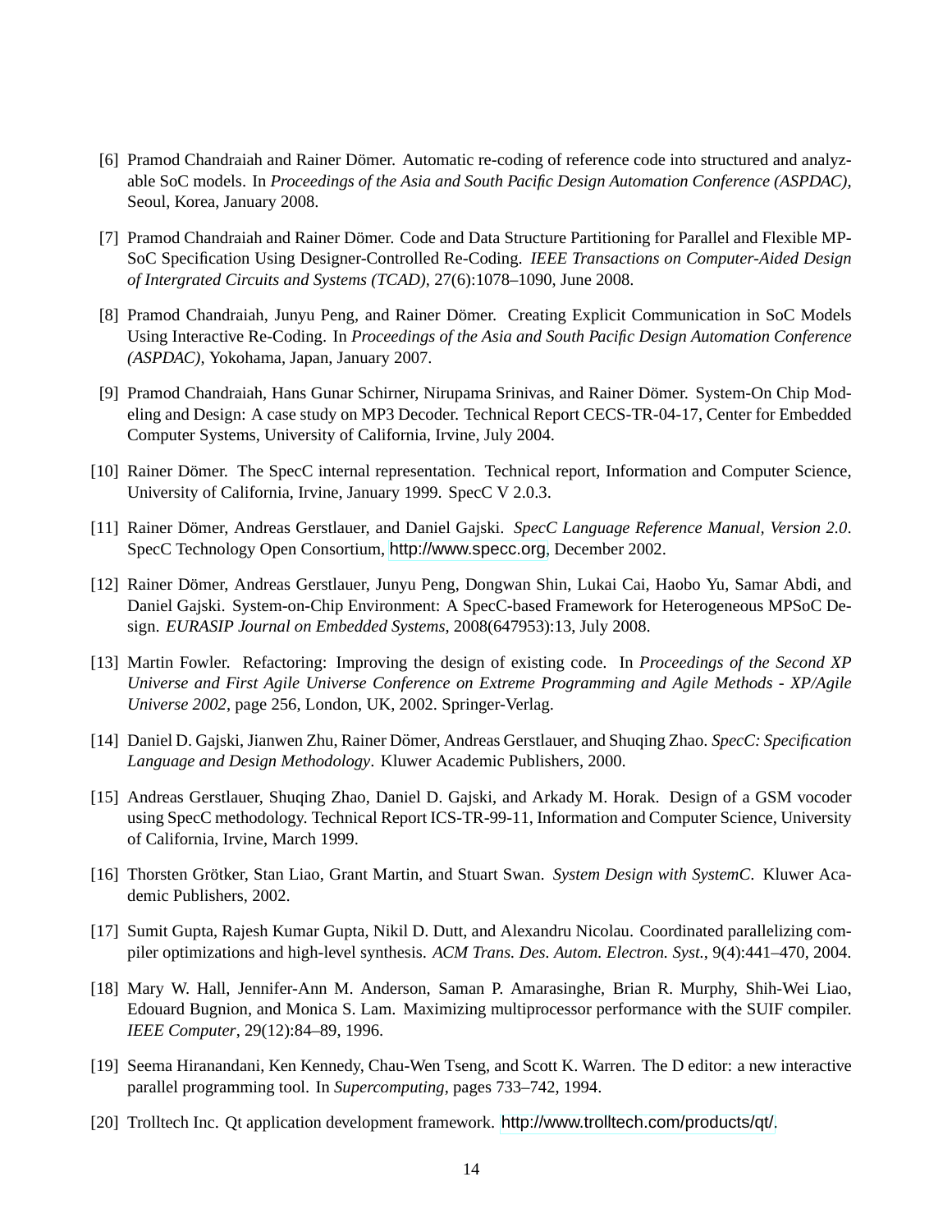[6] Pramod Chandraiah and Rainer Dömer. Automatic re-coding of reference code into structured and analyzable SoC models. In *Proceedings of the Asia and South Pacific Design Automation Conference (ASPDAC)*, Seoul, Korea, January 2008.

[7] Pramod Chandraiah and Rainer Dömer. Code and Data Structure Partitioning for Parallel and Flexible MPSoC Specification Using Designer-Controlled Re-Coding. *IEEE Transactions on Computer-Aided Design of Intergrated Circuits and Systems (TCAD)*, 27(6):1078–1090, June 2008.

[8] Pramod Chandraiah, Junyu Peng, and Rainer Dömer. Creating Explicit Communication in SoC Models Using Interactive Re-Coding. In *Proceedings of the Asia and South Pacific Design Automation Conference (ASPDAC)*, Yokohama, Japan, January 2007.

[9] Pramod Chandraiah, Hans Gunar Schirner, Nirupama Srinivas, and Rainer Dömer. System-On Chip Modeling and Design: A case study on MP3 Decoder. Technical Report CECS-TR-04-17, Center for Embedded Computer Systems, University of California, Irvine, July 2004.

[10] Rainer Dömer. The SpecC internal representation. Technical report, Information and Computer Science, University of California, Irvine, January 1999. SpecC V 2.0.3.

[11] Rainer Dömer, Andreas Gerstlauer, and Daniel Gajski. *SpecC Language Reference Manual, Version 2.0*. SpecC Technology Open Consortium, http://www.specc.org, December 2002.

[12] Rainer Dömer, Andreas Gerstlauer, Junyu Peng, Dongwan Shin, Lukai Cai, Haobo Yu, Samar Abdi, and Daniel Gajski. System-on-Chip Environment: A SpecC-based Framework for Heterogeneous MPSoC Design. *EURASIP Journal on Embedded Systems*, 2008(647953):13, July 2008.

[13] Martin Fowler. Refactoring: Improving the design of existing code. In *Proceedings of the Second XP Universe and First Agile Universe Conference on Extreme Programming and Agile Methods - XP/Agile Universe 2002*, page 256, London, UK, 2002. Springer-Verlag.

[14] Daniel D. Gajski, Jianwen Zhu, Rainer Dömer, Andreas Gerstlauer, and Shuqing Zhao. *SpecC: Specification Language and Design Methodology*. Kluwer Academic Publishers, 2000.

[15] Andreas Gerstlauer, Shuqing Zhao, Daniel D. Gajski, and Arkady M. Horak. Design of a GSM vocoder using SpecC methodology. Technical Report ICS-TR-99-11, Information and Computer Science, University of California, Irvine, March 1999.

[16] Thorsten Grötker, Stan Liao, Grant Martin, and Stuart Swan. *System Design with SystemC*. Kluwer Academic Publishers, 2002.

[17] Sumit Gupta, Rajesh Kumar Gupta, Nikil D. Dutt, and Alexandru Nicolau. Coordinated parallelizing compiler optimizations and high-level synthesis. *ACM Trans. Des. Autom. Electron. Syst.*, 9(4):441–470, 2004.

[18] Mary W. Hall, Jennifer-Ann M. Anderson, Saman P. Amarasinghe, Brian R. Murphy, Shih-Wei Liao, Edouard Bugnion, and Monica S. Lam. Maximizing multiprocessor performance with the SUIF compiler. *IEEE Computer*, 29(12):84–89, 1996.

[19] Seema Hiranandani, Ken Kennedy, Chau-Wen Tseng, and Scott K. Warren. The D editor: a new interactive parallel programming tool. In *Supercomputing*, pages 733–742, 1994.

[20] Trolltech Inc. Qt application development framework. http://www.trolltech.com/products/qt/.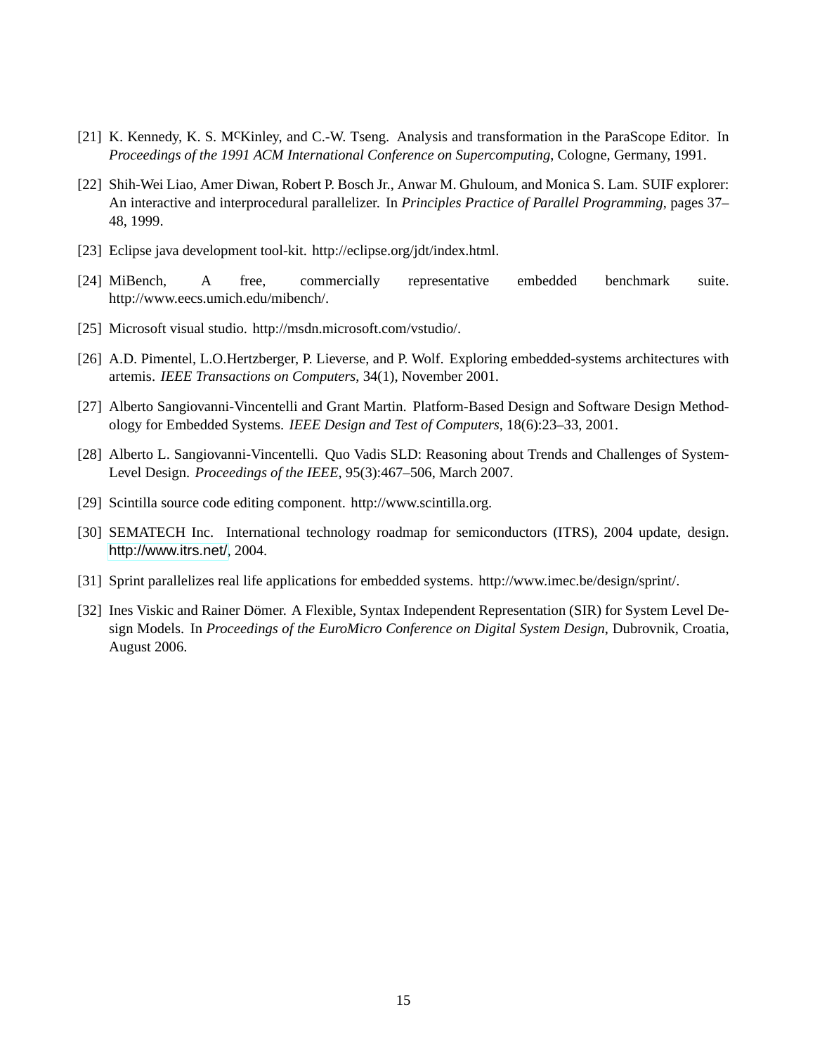[21] K. Kennedy, K. S. McKinley, and C.-W. Tseng. Analysis and transformation in the ParaScope Editor. In *Proceedings of the 1991 ACM International Conference on Supercomputing*, Cologne, Germany, 1991.

[22] Shih-Wei Liao, Amer Diwan, Robert P. Bosch Jr., Anwar M. Ghuloum, and Monica S. Lam. SUIF explorer: An interactive and interprocedural parallelizer. In *Principles Practice of Parallel Programming*, pages 37–48, 1999.

[23] Eclipse java development tool-kit. http://eclipse.org/jdt/index.html.

[24] MiBench, A free, commercially representative embedded benchmark suite. http://www.eecs.umich.edu/mibench/.

[25] Microsoft visual studio. http://msdn.microsoft.com/vstudio/.

[26] A.D. Pimentel, L.O.Hertzberger, P. Lieverse, and P. Wolf. Exploring embedded-systems architectures with artemis. *IEEE Transactions on Computers*, 34(1), November 2001.

[27] Alberto Sangiovanni-Vincentelli and Grant Martin. Platform-Based Design and Software Design Methodology for Embedded Systems. *IEEE Design and Test of Computers*, 18(6):23–33, 2001.

[28] Alberto L. Sangiovanni-Vincentelli. Quo Vadis SLD: Reasoning about Trends and Challenges of System-Level Design. *Proceedings of the IEEE*, 95(3):467–506, March 2007.

[29] Scintilla source code editing component. http://www.scintilla.org.

[30] SEMATECH Inc. International technology roadmap for semiconductors (ITRS), 2004 update, design. http://www.itrs.net/, 2004.

[31] Sprint parallelizes real life applications for embedded systems. http://www.imec.be/design/sprint/.

[32] Ines Viskic and Rainer Dömer. A Flexible, Syntax Independent Representation (SIR) for System Level Design Models. In *Proceedings of the EuroMicro Conference on Digital System Design*, Dubrovnik, Croatia, August 2006.